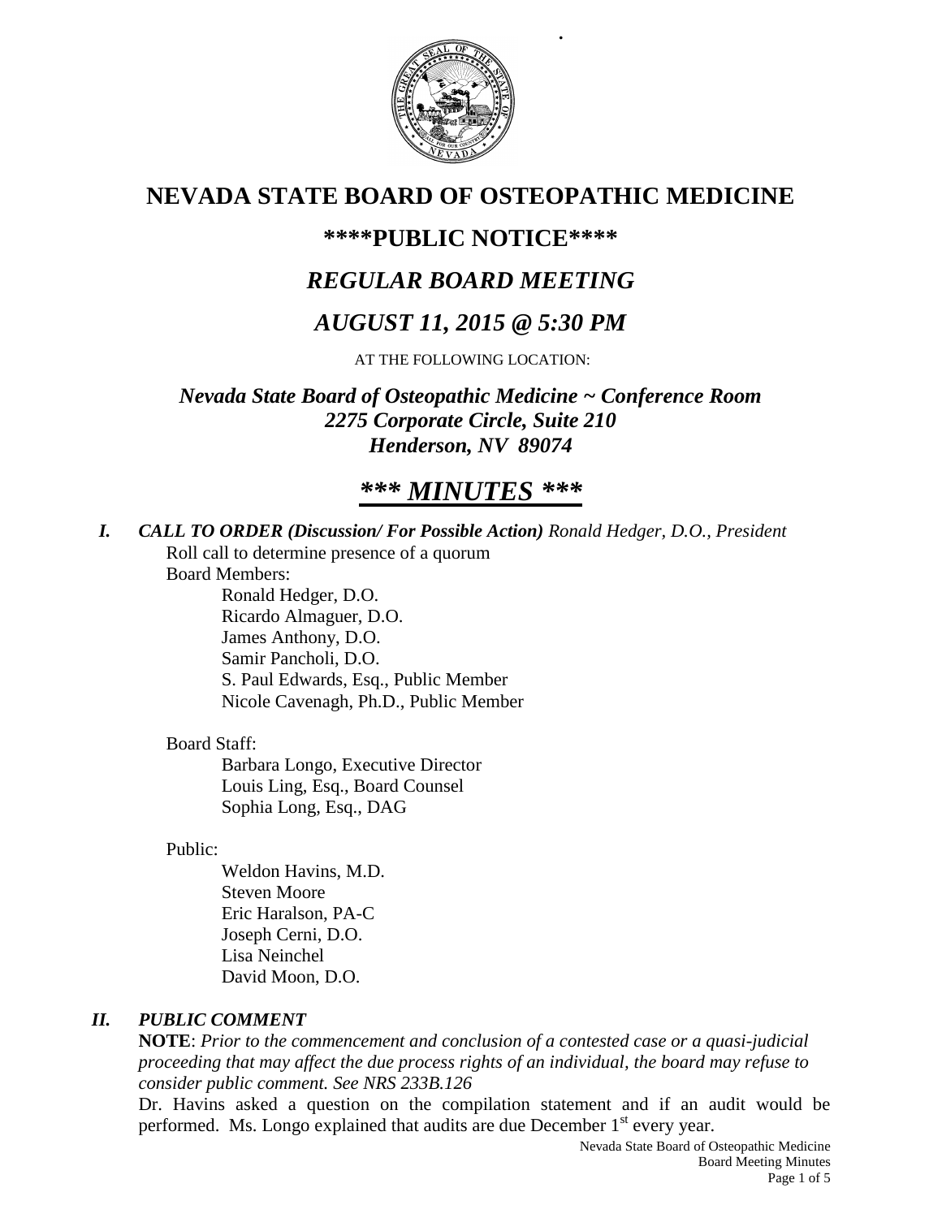# NEVADA STATE BOARD OF OSTEOPATHIC MEDICINE

## ****PUBLIC NOTICE****

## *REGULAR BOARD MEETING*

## *AUGUST 11, 2015 @ 5:30 PM*

AT THE FOLLOWING LOCATION:

***Nevada State Board of Osteopathic Medicine ~ Conference Room***
***2275 Corporate Circle, Suite 210***
***Henderson, NV 89074***

# ****** *MINUTES* ******

***I. CALL TO ORDER (Discussion/ For Possible Action)*** *Ronald Hedger, D.O., President*

Roll call to determine presence of a quorum

Board Members:

- Ronald Hedger, D.O.
- Ricardo Almaguer, D.O.
- James Anthony, D.O.
- Samir Pancholi, D.O.
- S. Paul Edwards, Esq., Public Member
- Nicole Cavenagh, Ph.D., Public Member

Board Staff:

- Barbara Longo, Executive Director
- Louis Ling, Esq., Board Counsel
- Sophia Long, Esq., DAG

Public:

- Weldon Havins, M.D.
- Steven Moore
- Eric Haralson, PA-C
- Joseph Cerni, D.O.
- Lisa Neinchel
- David Moon, D.O.

***II. PUBLIC COMMENT***

**NOTE**: *Prior to the commencement and conclusion of a contested case or a quasi-judicial proceeding that may affect the due process rights of an individual, the board may refuse to consider public comment. See NRS 233B.126*

Dr. Havins asked a question on the compilation statement and if an audit would be performed. Ms. Longo explained that audits are due December 1st every year.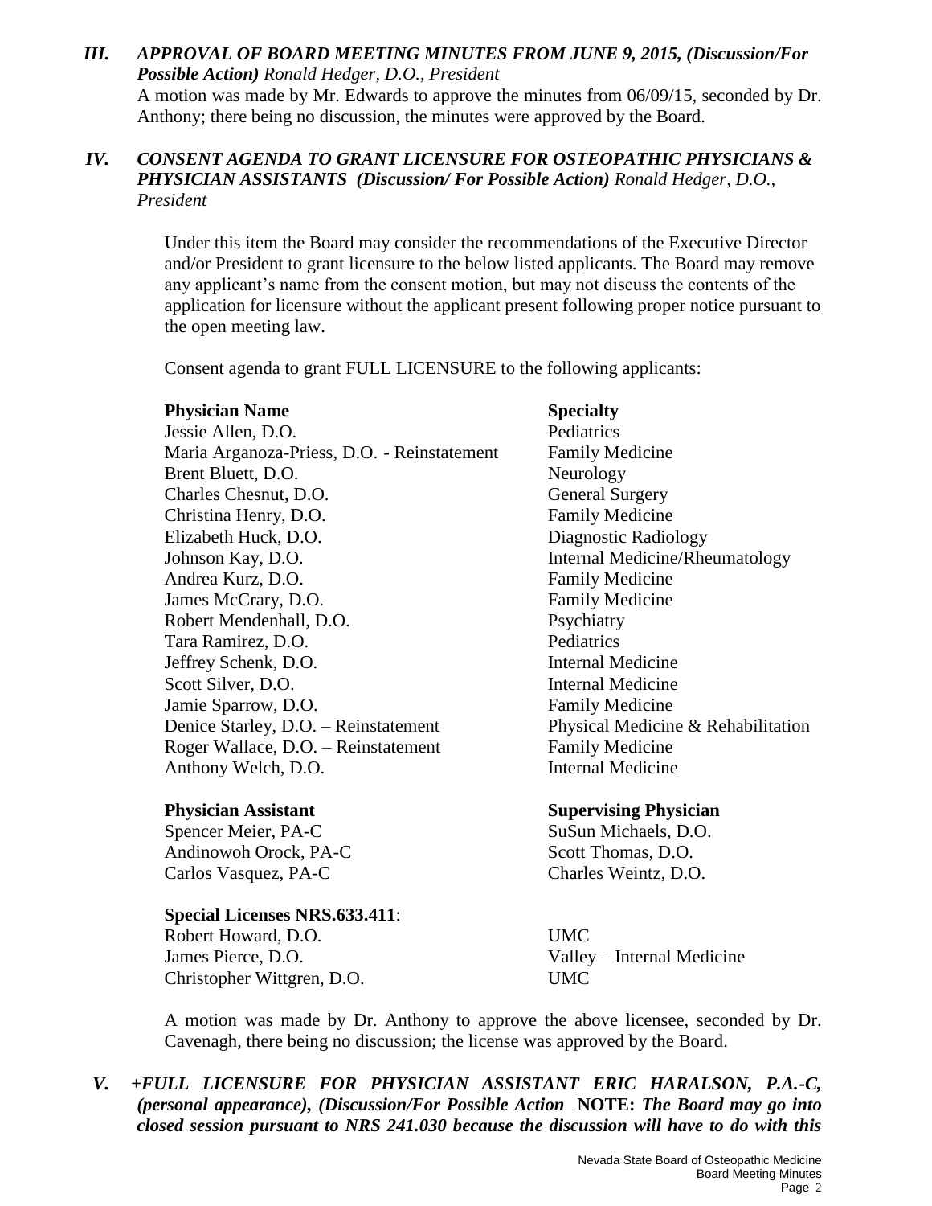### *III. APPROVAL OF BOARD MEETING MINUTES FROM JUNE 9, 2015, (Discussion/For Possible Action) Ronald Hedger, D.O., President*

A motion was made by Mr. Edwards to approve the minutes from 06/09/15, seconded by Dr. Anthony; there being no discussion, the minutes were approved by the Board.

### *IV. CONSENT AGENDA TO GRANT LICENSURE FOR OSTEOPATHIC PHYSICIANS & PHYSICIAN ASSISTANTS (Discussion/ For Possible Action) Ronald Hedger, D.O., President*

Under this item the Board may consider the recommendations of the Executive Director and/or President to grant licensure to the below listed applicants. The Board may remove any applicant's name from the consent motion, but may not discuss the contents of the application for licensure without the applicant present following proper notice pursuant to the open meeting law.

Consent agenda to grant FULL LICENSURE to the following applicants:

| **Physician Name** | **Specialty** |
|---|---|
| Jessie Allen, D.O. | Pediatrics |
| Maria Arganoza-Priess, D.O. - Reinstatement | Family Medicine |
| Brent Bluett, D.O. | Neurology |
| Charles Chesnut, D.O. | General Surgery |
| Christina Henry, D.O. | Family Medicine |
| Elizabeth Huck, D.O. | Diagnostic Radiology |
| Johnson Kay, D.O. | Internal Medicine/Rheumatology |
| Andrea Kurz, D.O. | Family Medicine |
| James McCrary, D.O. | Family Medicine |
| Robert Mendenhall, D.O. | Psychiatry |
| Tara Ramirez, D.O. | Pediatrics |
| Jeffrey Schenk, D.O. | Internal Medicine |
| Scott Silver, D.O. | Internal Medicine |
| Jamie Sparrow, D.O. | Family Medicine |
| Denice Starley, D.O. – Reinstatement | Physical Medicine & Rehabilitation |
| Roger Wallace, D.O. – Reinstatement | Family Medicine |
| Anthony Welch, D.O. | Internal Medicine |

| **Physician Assistant** | **Supervising Physician** |
|---|---|
| Spencer Meier, PA-C | SuSun Michaels, D.O. |
| Andinowoh Orock, PA-C | Scott Thomas, D.O. |
| Carlos Vasquez, PA-C | Charles Weintz, D.O. |

| **Special Licenses NRS.633.411**: | |
|---|---|
| Robert Howard, D.O. | UMC |
| James Pierce, D.O. | Valley – Internal Medicine |
| Christopher Wittgren, D.O. | UMC |

A motion was made by Dr. Anthony to approve the above licensee, seconded by Dr. Cavenagh, there being no discussion; the license was approved by the Board.

### *V. +FULL LICENSURE FOR PHYSICIAN ASSISTANT ERIC HARALSON, P.A.-C, (personal appearance), (Discussion/For Possible Action* **NOTE:** *The Board may go into closed session pursuant to NRS 241.030 because the discussion will have to do with this*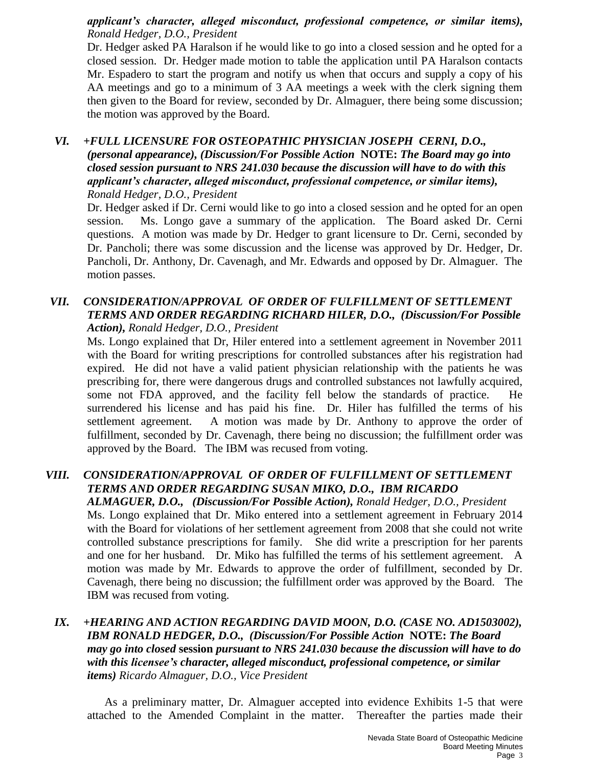*applicant's character, alleged misconduct, professional competence, or similar items), Ronald Hedger, D.O., President*

Dr. Hedger asked PA Haralson if he would like to go into a closed session and he opted for a closed session. Dr. Hedger made motion to table the application until PA Haralson contacts Mr. Espadero to start the program and notify us when that occurs and supply a copy of his AA meetings and go to a minimum of 3 AA meetings a week with the clerk signing them then given to the Board for review, seconded by Dr. Almaguer, there being some discussion; the motion was approved by the Board.

## *VI. +FULL LICENSURE FOR OSTEOPATHIC PHYSICIAN JOSEPH CERNI, D.O., (personal appearance), (Discussion/For Possible Action* **NOTE:** *The Board may go into closed session pursuant to NRS 241.030 because the discussion will have to do with this applicant's character, alleged misconduct, professional competence, or similar items), Ronald Hedger, D.O., President*

Dr. Hedger asked if Dr. Cerni would like to go into a closed session and he opted for an open session. Ms. Longo gave a summary of the application. The Board asked Dr. Cerni questions. A motion was made by Dr. Hedger to grant licensure to Dr. Cerni, seconded by Dr. Pancholi; there was some discussion and the license was approved by Dr. Hedger, Dr. Pancholi, Dr. Anthony, Dr. Cavenagh, and Mr. Edwards and opposed by Dr. Almaguer. The motion passes.

## *VII. CONSIDERATION/APPROVAL OF ORDER OF FULFILLMENT OF SETTLEMENT TERMS AND ORDER REGARDING RICHARD HILER, D.O., (Discussion/For Possible Action), Ronald Hedger, D.O., President*

Ms. Longo explained that Dr, Hiler entered into a settlement agreement in November 2011 with the Board for writing prescriptions for controlled substances after his registration had expired. He did not have a valid patient physician relationship with the patients he was prescribing for, there were dangerous drugs and controlled substances not lawfully acquired, some not FDA approved, and the facility fell below the standards of practice. He surrendered his license and has paid his fine. Dr. Hiler has fulfilled the terms of his settlement agreement. A motion was made by Dr. Anthony to approve the order of fulfillment, seconded by Dr. Cavenagh, there being no discussion; the fulfillment order was approved by the Board. The IBM was recused from voting.

## *VIII. CONSIDERATION/APPROVAL OF ORDER OF FULFILLMENT OF SETTLEMENT TERMS AND ORDER REGARDING SUSAN MIKO, D.O., IBM RICARDO ALMAGUER, D.O., (Discussion/For Possible Action), Ronald Hedger, D.O., President*

Ms. Longo explained that Dr. Miko entered into a settlement agreement in February 2014 with the Board for violations of her settlement agreement from 2008 that she could not write controlled substance prescriptions for family. She did write a prescription for her parents and one for her husband. Dr. Miko has fulfilled the terms of his settlement agreement. A motion was made by Mr. Edwards to approve the order of fulfillment, seconded by Dr. Cavenagh, there being no discussion; the fulfillment order was approved by the Board. The IBM was recused from voting.

## *IX. +HEARING AND ACTION REGARDING DAVID MOON, D.O. (CASE NO. AD1503002), IBM RONALD HEDGER, D.O., (Discussion/For Possible Action* **NOTE:** *The Board may go into closed* **session** *pursuant to NRS 241.030 because the discussion will have to do with this licensee's character, alleged misconduct, professional competence, or similar items) Ricardo Almaguer, D.O., Vice President*

As a preliminary matter, Dr. Almaguer accepted into evidence Exhibits 1-5 that were attached to the Amended Complaint in the matter. Thereafter the parties made their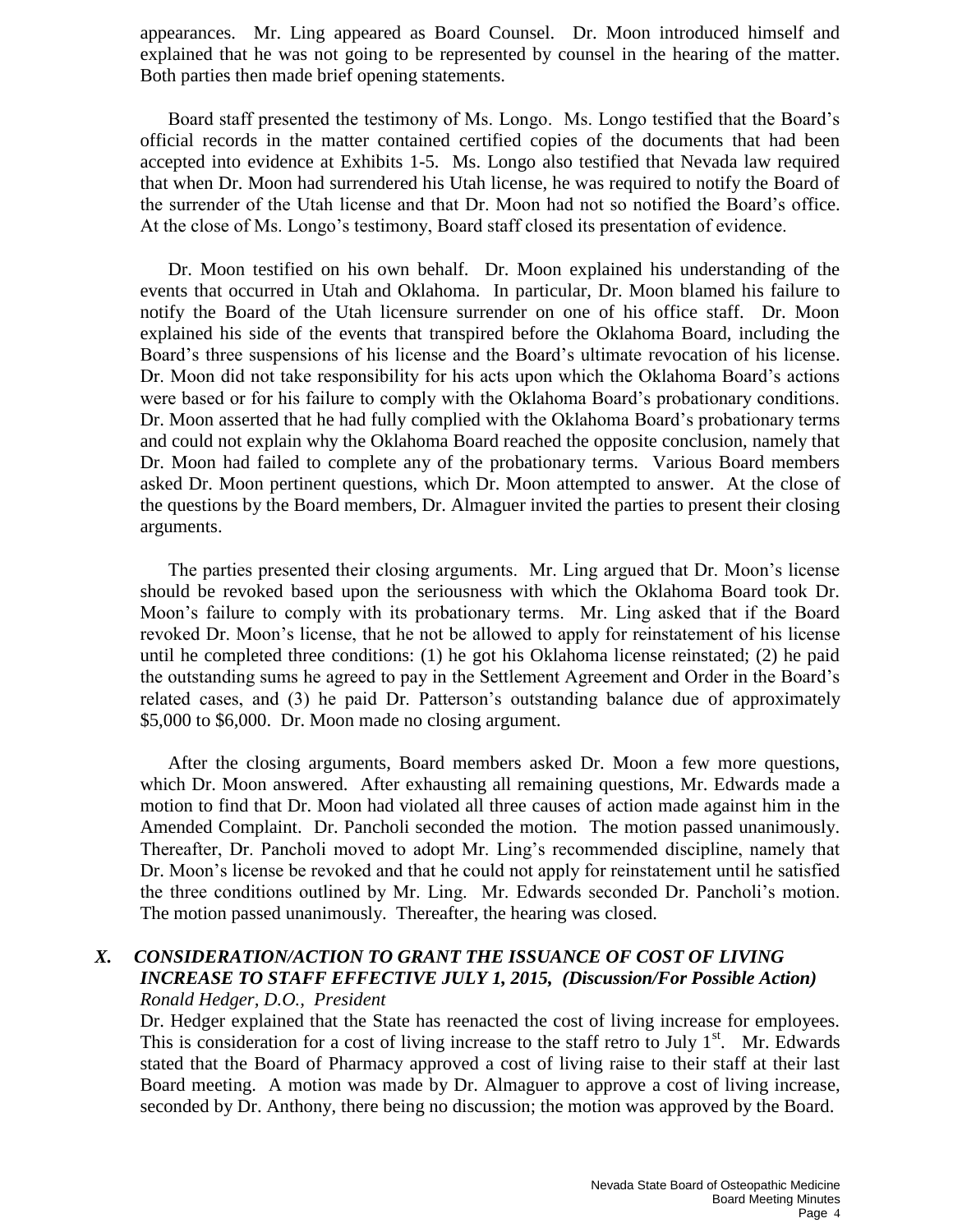appearances. Mr. Ling appeared as Board Counsel. Dr. Moon introduced himself and explained that he was not going to be represented by counsel in the hearing of the matter. Both parties then made brief opening statements.

Board staff presented the testimony of Ms. Longo. Ms. Longo testified that the Board's official records in the matter contained certified copies of the documents that had been accepted into evidence at Exhibits 1-5. Ms. Longo also testified that Nevada law required that when Dr. Moon had surrendered his Utah license, he was required to notify the Board of the surrender of the Utah license and that Dr. Moon had not so notified the Board's office. At the close of Ms. Longo's testimony, Board staff closed its presentation of evidence.

Dr. Moon testified on his own behalf. Dr. Moon explained his understanding of the events that occurred in Utah and Oklahoma. In particular, Dr. Moon blamed his failure to notify the Board of the Utah licensure surrender on one of his office staff. Dr. Moon explained his side of the events that transpired before the Oklahoma Board, including the Board's three suspensions of his license and the Board's ultimate revocation of his license. Dr. Moon did not take responsibility for his acts upon which the Oklahoma Board's actions were based or for his failure to comply with the Oklahoma Board's probationary conditions. Dr. Moon asserted that he had fully complied with the Oklahoma Board's probationary terms and could not explain why the Oklahoma Board reached the opposite conclusion, namely that Dr. Moon had failed to complete any of the probationary terms. Various Board members asked Dr. Moon pertinent questions, which Dr. Moon attempted to answer. At the close of the questions by the Board members, Dr. Almaguer invited the parties to present their closing arguments.

The parties presented their closing arguments. Mr. Ling argued that Dr. Moon's license should be revoked based upon the seriousness with which the Oklahoma Board took Dr. Moon's failure to comply with its probationary terms. Mr. Ling asked that if the Board revoked Dr. Moon's license, that he not be allowed to apply for reinstatement of his license until he completed three conditions: (1) he got his Oklahoma license reinstated; (2) he paid the outstanding sums he agreed to pay in the Settlement Agreement and Order in the Board's related cases, and (3) he paid Dr. Patterson's outstanding balance due of approximately \$5,000 to \$6,000. Dr. Moon made no closing argument.

After the closing arguments, Board members asked Dr. Moon a few more questions, which Dr. Moon answered. After exhausting all remaining questions, Mr. Edwards made a motion to find that Dr. Moon had violated all three causes of action made against him in the Amended Complaint. Dr. Pancholi seconded the motion. The motion passed unanimously. Thereafter, Dr. Pancholi moved to adopt Mr. Ling's recommended discipline, namely that Dr. Moon's license be revoked and that he could not apply for reinstatement until he satisfied the three conditions outlined by Mr. Ling. Mr. Edwards seconded Dr. Pancholi's motion. The motion passed unanimously. Thereafter, the hearing was closed.

## *X. CONSIDERATION/ACTION TO GRANT THE ISSUANCE OF COST OF LIVING INCREASE TO STAFF EFFECTIVE JULY 1, 2015, (Discussion/For Possible Action)*

*Ronald Hedger, D.O., President*

Dr. Hedger explained that the State has reenacted the cost of living increase for employees. This is consideration for a cost of living increase to the staff retro to July 1st. Mr. Edwards stated that the Board of Pharmacy approved a cost of living raise to their staff at their last Board meeting. A motion was made by Dr. Almaguer to approve a cost of living increase, seconded by Dr. Anthony, there being no discussion; the motion was approved by the Board.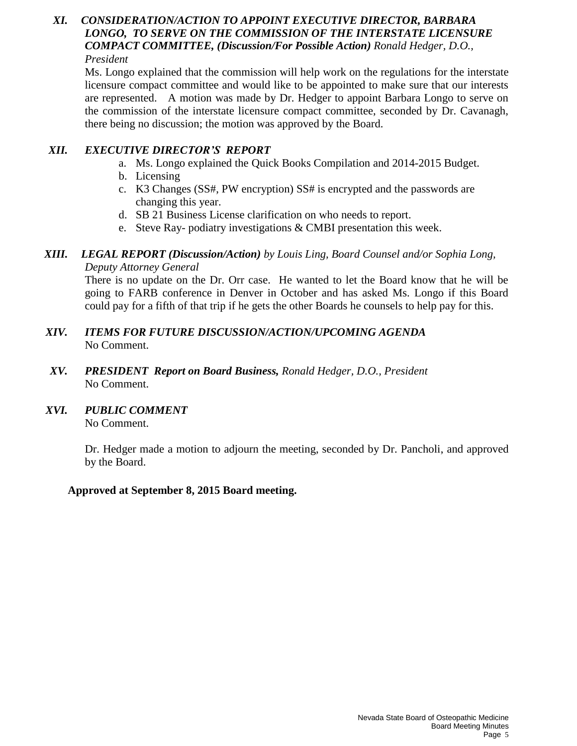***XI. CONSIDERATION/ACTION TO APPOINT EXECUTIVE DIRECTOR, BARBARA LONGO, TO SERVE ON THE COMMISSION OF THE INTERSTATE LICENSURE COMPACT COMMITTEE, (Discussion/For Possible Action)*** *Ronald Hedger, D.O., President*

Ms. Longo explained that the commission will help work on the regulations for the interstate licensure compact committee and would like to be appointed to make sure that our interests are represented. A motion was made by Dr. Hedger to appoint Barbara Longo to serve on the commission of the interstate licensure compact committee, seconded by Dr. Cavanagh, there being no discussion; the motion was approved by the Board.

***XII. EXECUTIVE DIRECTOR'S REPORT***

a. Ms. Longo explained the Quick Books Compilation and 2014-2015 Budget.
b. Licensing
c. K3 Changes (SS#, PW encryption) SS# is encrypted and the passwords are changing this year.
d. SB 21 Business License clarification on who needs to report.
e. Steve Ray- podiatry investigations & CMBI presentation this week.

***XIII. LEGAL REPORT (Discussion/Action)*** *by Louis Ling, Board Counsel and/or Sophia Long, Deputy Attorney General*

There is no update on the Dr. Orr case. He wanted to let the Board know that he will be going to FARB conference in Denver in October and has asked Ms. Longo if this Board could pay for a fifth of that trip if he gets the other Boards he counsels to help pay for this.

***XIV. ITEMS FOR FUTURE DISCUSSION/ACTION/UPCOMING AGENDA***

No Comment.

***XV. PRESIDENT Report on Board Business,*** *Ronald Hedger, D.O., President*

No Comment.

***XVI. PUBLIC COMMENT***

No Comment.

Dr. Hedger made a motion to adjourn the meeting, seconded by Dr. Pancholi, and approved by the Board.

**Approved at September 8, 2015 Board meeting.**